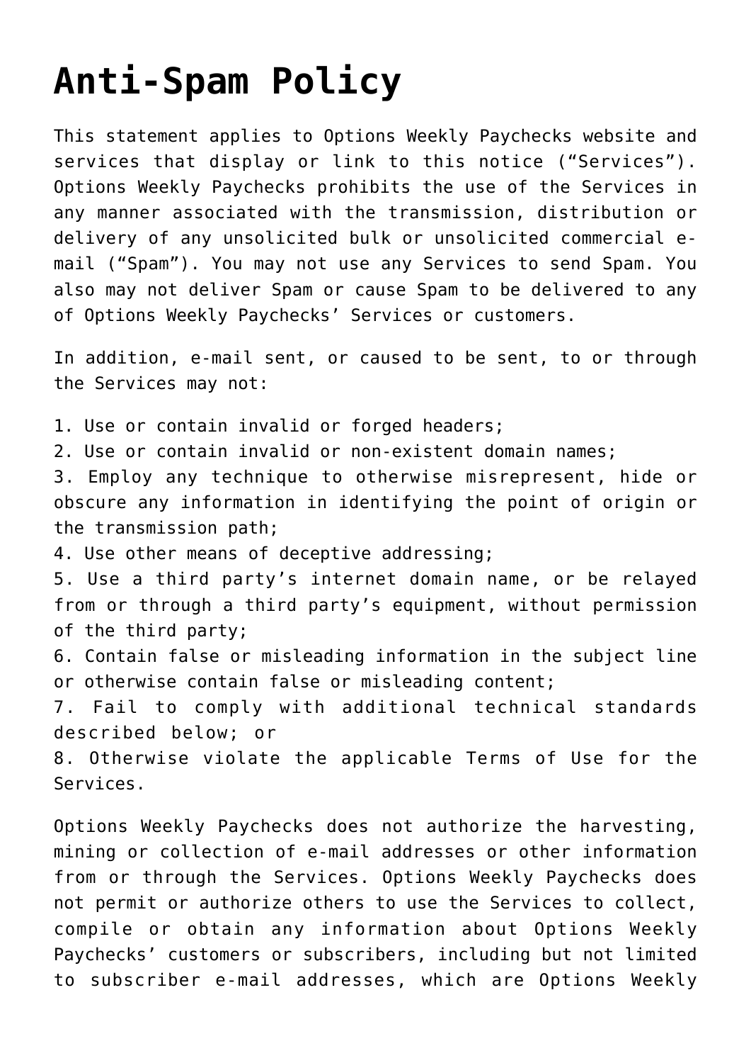# Anti-Spam Policy

This statement applies to Options Weekly Paychecks website and services that display or link to this notice (“Services”). Options Weekly Paychecks prohibits the use of the Services in any manner associated with the transmission, distribution or delivery of any unsolicited bulk or unsolicited commercial e-mail (“Spam”). You may not use any Services to send Spam. You also may not deliver Spam or cause Spam to be delivered to any of Options Weekly Paychecks’ Services or customers.

In addition, e-mail sent, or caused to be sent, to or through the Services may not:

1. Use or contain invalid or forged headers;
2. Use or contain invalid or non-existent domain names;
3. Employ any technique to otherwise misrepresent, hide or obscure any information in identifying the point of origin or the transmission path;
4. Use other means of deceptive addressing;
5. Use a third party’s internet domain name, or be relayed from or through a third party’s equipment, without permission of the third party;
6. Contain false or misleading information in the subject line or otherwise contain false or misleading content;
7. Fail to comply with additional technical standards described below; or
8. Otherwise violate the applicable Terms of Use for the Services.

Options Weekly Paychecks does not authorize the harvesting, mining or collection of e-mail addresses or other information from or through the Services. Options Weekly Paychecks does not permit or authorize others to use the Services to collect, compile or obtain any information about Options Weekly Paychecks’ customers or subscribers, including but not limited to subscriber e-mail addresses, which are Options Weekly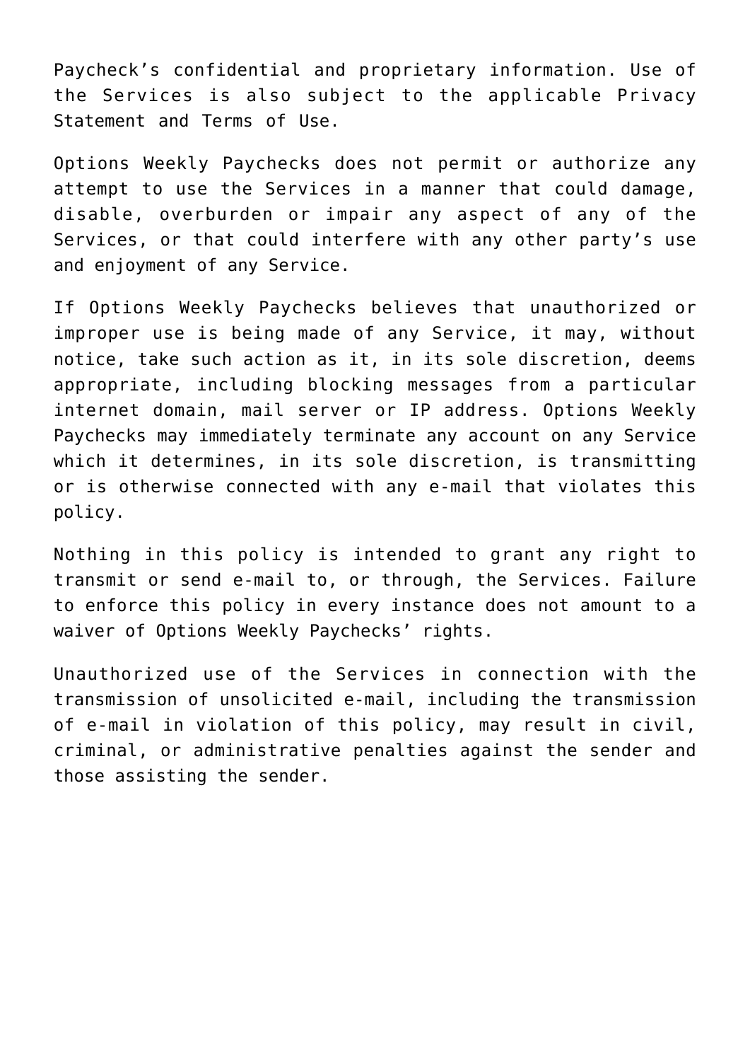Paycheck's confidential and proprietary information. Use of the Services is also subject to the applicable Privacy Statement and Terms of Use.

Options Weekly Paychecks does not permit or authorize any attempt to use the Services in a manner that could damage, disable, overburden or impair any aspect of any of the Services, or that could interfere with any other party's use and enjoyment of any Service.

If Options Weekly Paychecks believes that unauthorized or improper use is being made of any Service, it may, without notice, take such action as it, in its sole discretion, deems appropriate, including blocking messages from a particular internet domain, mail server or IP address. Options Weekly Paychecks may immediately terminate any account on any Service which it determines, in its sole discretion, is transmitting or is otherwise connected with any e-mail that violates this policy.

Nothing in this policy is intended to grant any right to transmit or send e-mail to, or through, the Services. Failure to enforce this policy in every instance does not amount to a waiver of Options Weekly Paychecks' rights.

Unauthorized use of the Services in connection with the transmission of unsolicited e-mail, including the transmission of e-mail in violation of this policy, may result in civil, criminal, or administrative penalties against the sender and those assisting the sender.